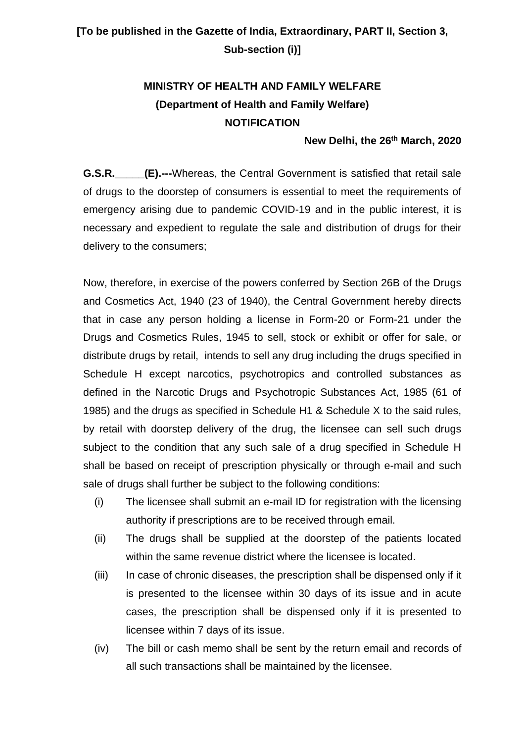**[To be published in the Gazette of India, Extraordinary, PART II, Section 3, Sub-section (i)]**

**MINISTRY OF HEALTH AND FAMILY WELFARE**

**(Department of Health and Family Welfare)**

**NOTIFICATION**

**New Delhi, the 26th March, 2020**

**G.S.R.\_\_\_\_\_(E).---**Whereas, the Central Government is satisfied that retail sale of drugs to the doorstep of consumers is essential to meet the requirements of emergency arising due to pandemic COVID-19 and in the public interest, it is necessary and expedient to regulate the sale and distribution of drugs for their delivery to the consumers;

Now, therefore, in exercise of the powers conferred by Section 26B of the Drugs and Cosmetics Act, 1940 (23 of 1940), the Central Government hereby directs that in case any person holding a license in Form-20 or Form-21 under the Drugs and Cosmetics Rules, 1945 to sell, stock or exhibit or offer for sale, or distribute drugs by retail, intends to sell any drug including the drugs specified in Schedule H except narcotics, psychotropics and controlled substances as defined in the Narcotic Drugs and Psychotropic Substances Act, 1985 (61 of 1985) and the drugs as specified in Schedule H1 & Schedule X to the said rules, by retail with doorstep delivery of the drug, the licensee can sell such drugs subject to the condition that any such sale of a drug specified in Schedule H shall be based on receipt of prescription physically or through e-mail and such sale of drugs shall further be subject to the following conditions:

(i) The licensee shall submit an e-mail ID for registration with the licensing authority if prescriptions are to be received through email.

(ii) The drugs shall be supplied at the doorstep of the patients located within the same revenue district where the licensee is located.

(iii) In case of chronic diseases, the prescription shall be dispensed only if it is presented to the licensee within 30 days of its issue and in acute cases, the prescription shall be dispensed only if it is presented to licensee within 7 days of its issue.

(iv) The bill or cash memo shall be sent by the return email and records of all such transactions shall be maintained by the licensee.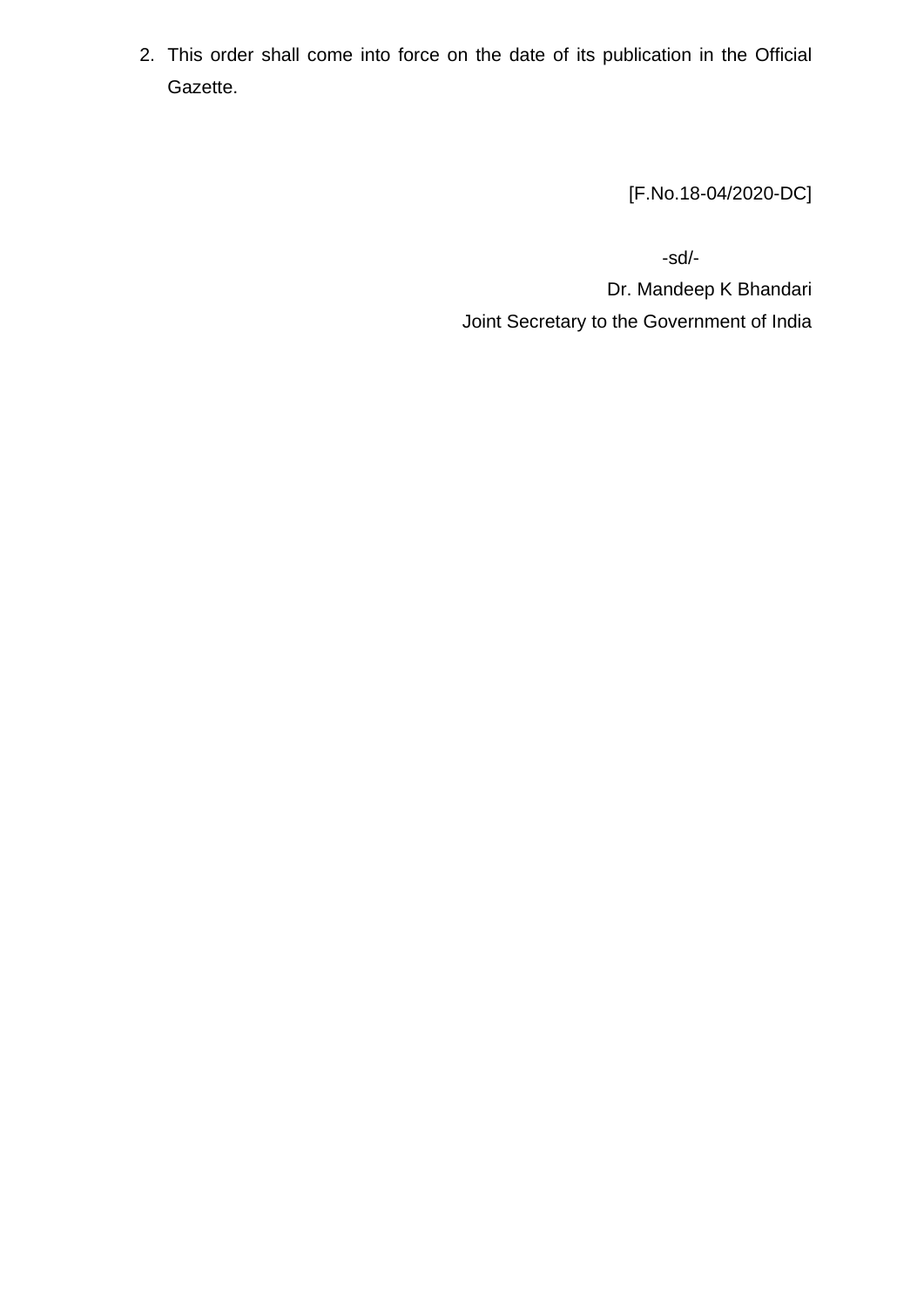2. This order shall come into force on the date of its publication in the Official Gazette.

[F.No.18-04/2020-DC]

-sd/-

Dr. Mandeep K Bhandari

Joint Secretary to the Government of India